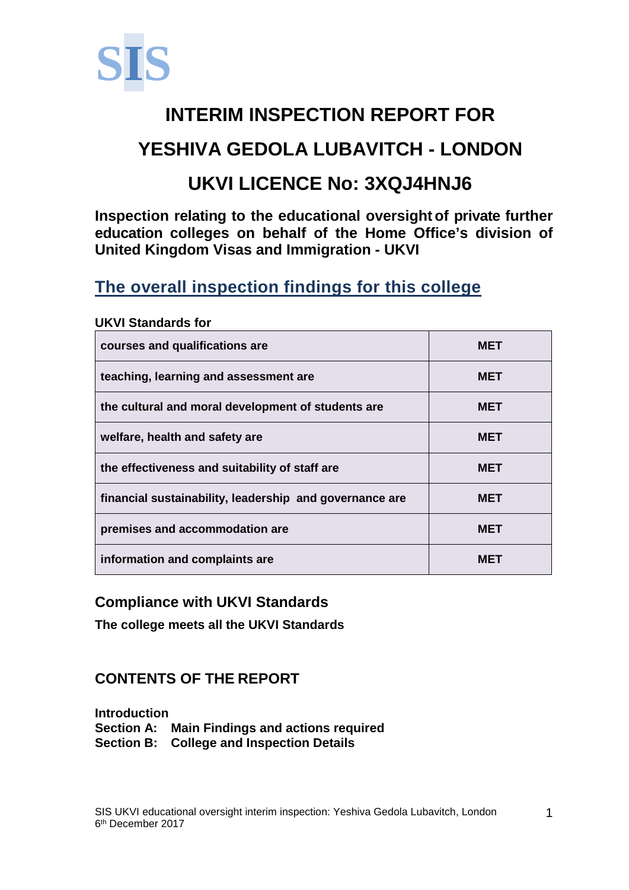SIS

# INTERIM INSPECTION REPORT FOR

# YESHIVA GEDOLA LUBAVITCH - LONDON

# UKVI LICENCE No: 3XQJ4HNJ6

**Inspection relating to the educational oversight of private further education colleges on behalf of the Home Office's division of United Kingdom Visas and Immigration - UKVI**

## The overall inspection findings for this college

**UKVI Standards for**

| | |
|---|---|
| **courses and qualifications are** | **MET** |
| **teaching, learning and assessment are** | **MET** |
| **the cultural and moral development of students are** | **MET** |
| **welfare, health and safety are** | **MET** |
| **the effectiveness and suitability of staff are** | **MET** |
| **financial sustainability, leadership and governance are** | **MET** |
| **premises and accommodation are** | **MET** |
| **information and complaints are** | **MET** |

### Compliance with UKVI Standards

**The college meets all the UKVI Standards**

### CONTENTS OF THE REPORT

**Introduction**
**Section A: Main Findings and actions required**
**Section B: College and Inspection Details**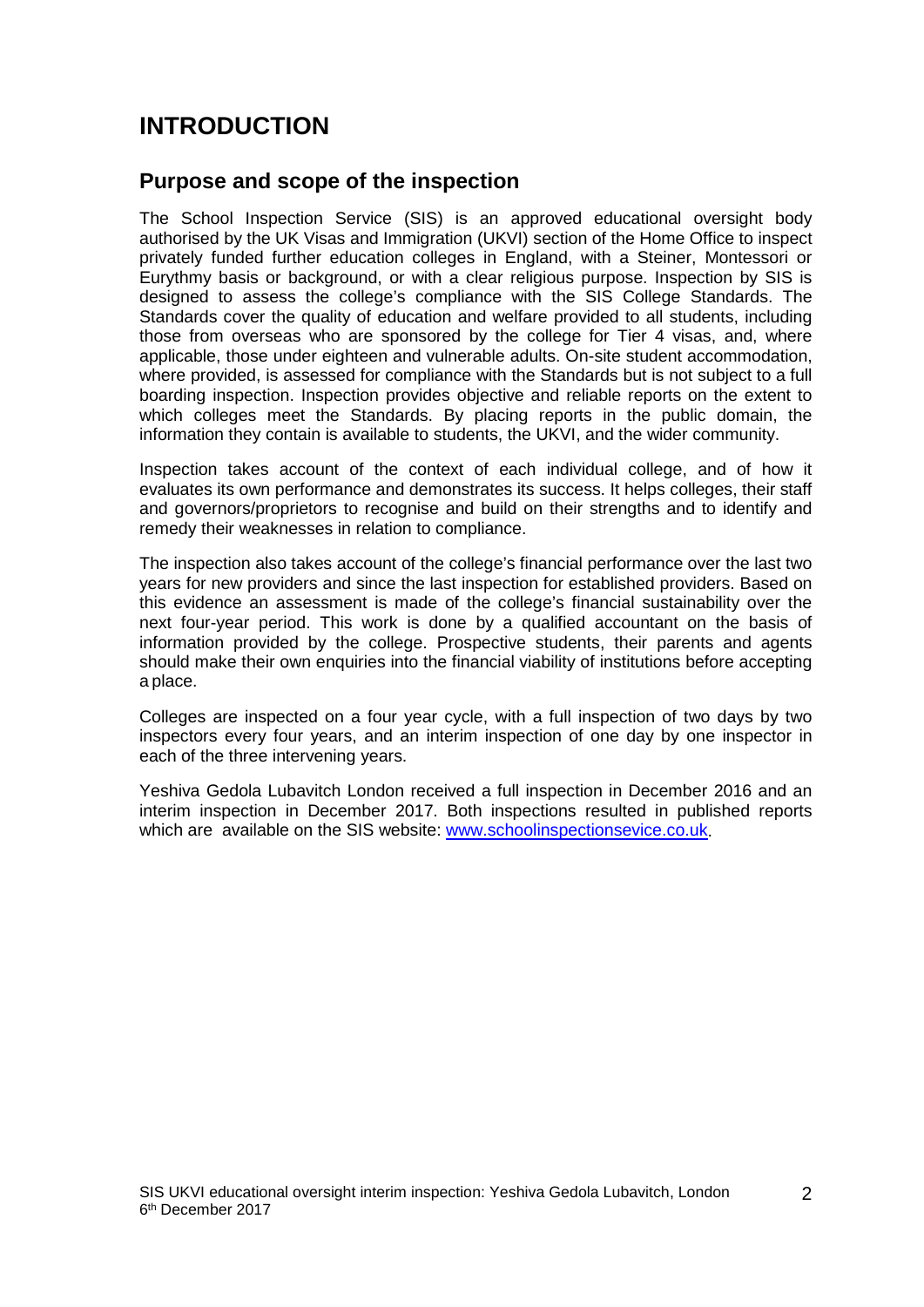# INTRODUCTION

## Purpose and scope of the inspection

The School Inspection Service (SIS) is an approved educational oversight body authorised by the UK Visas and Immigration (UKVI) section of the Home Office to inspect privately funded further education colleges in England, with a Steiner, Montessori or Eurythmy basis or background, or with a clear religious purpose. Inspection by SIS is designed to assess the college's compliance with the SIS College Standards. The Standards cover the quality of education and welfare provided to all students, including those from overseas who are sponsored by the college for Tier 4 visas, and, where applicable, those under eighteen and vulnerable adults. On-site student accommodation, where provided, is assessed for compliance with the Standards but is not subject to a full boarding inspection. Inspection provides objective and reliable reports on the extent to which colleges meet the Standards. By placing reports in the public domain, the information they contain is available to students, the UKVI, and the wider community.

Inspection takes account of the context of each individual college, and of how it evaluates its own performance and demonstrates its success. It helps colleges, their staff and governors/proprietors to recognise and build on their strengths and to identify and remedy their weaknesses in relation to compliance.

The inspection also takes account of the college's financial performance over the last two years for new providers and since the last inspection for established providers. Based on this evidence an assessment is made of the college's financial sustainability over the next four-year period. This work is done by a qualified accountant on the basis of information provided by the college. Prospective students, their parents and agents should make their own enquiries into the financial viability of institutions before accepting a place.

Colleges are inspected on a four year cycle, with a full inspection of two days by two inspectors every four years, and an interim inspection of one day by one inspector in each of the three intervening years.

Yeshiva Gedola Lubavitch London received a full inspection in December 2016 and an interim inspection in December 2017. Both inspections resulted in published reports which are available on the SIS website: [www.schoolinspectionsevice.co.uk](www.schoolinspectionsevice.co.uk).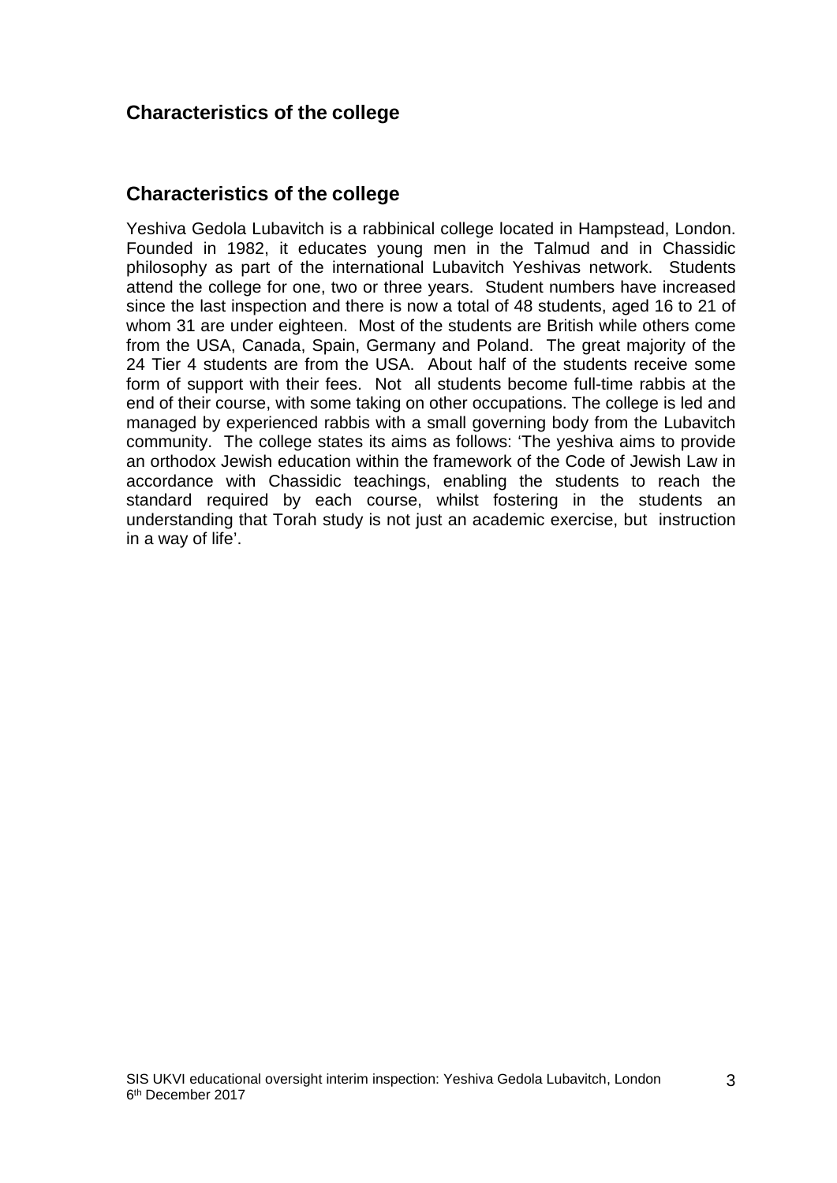## Characteristics of the college

## Characteristics of the college

Yeshiva Gedola Lubavitch is a rabbinical college located in Hampstead, London. Founded in 1982, it educates young men in the Talmud and in Chassidic philosophy as part of the international Lubavitch Yeshivas network. Students attend the college for one, two or three years. Student numbers have increased since the last inspection and there is now a total of 48 students, aged 16 to 21 of whom 31 are under eighteen. Most of the students are British while others come from the USA, Canada, Spain, Germany and Poland. The great majority of the 24 Tier 4 students are from the USA. About half of the students receive some form of support with their fees. Not all students become full-time rabbis at the end of their course, with some taking on other occupations. The college is led and managed by experienced rabbis with a small governing body from the Lubavitch community. The college states its aims as follows: 'The yeshiva aims to provide an orthodox Jewish education within the framework of the Code of Jewish Law in accordance with Chassidic teachings, enabling the students to reach the standard required by each course, whilst fostering in the students an understanding that Torah study is not just an academic exercise, but instruction in a way of life'.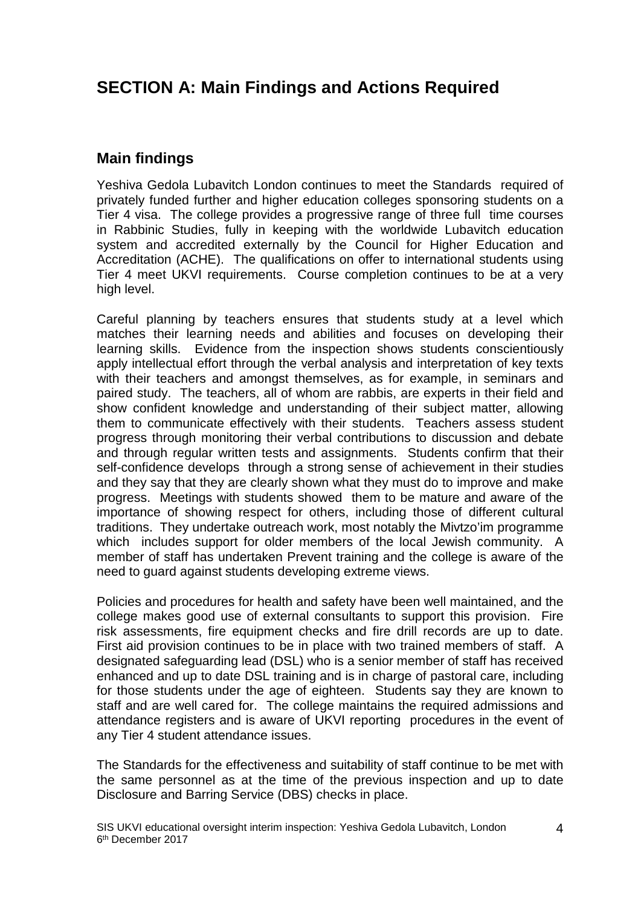# SECTION A: Main Findings and Actions Required

## Main findings

Yeshiva Gedola Lubavitch London continues to meet the Standards required of privately funded further and higher education colleges sponsoring students on a Tier 4 visa. The college provides a progressive range of three full time courses in Rabbinic Studies, fully in keeping with the worldwide Lubavitch education system and accredited externally by the Council for Higher Education and Accreditation (ACHE). The qualifications on offer to international students using Tier 4 meet UKVI requirements. Course completion continues to be at a very high level.

Careful planning by teachers ensures that students study at a level which matches their learning needs and abilities and focuses on developing their learning skills. Evidence from the inspection shows students conscientiously apply intellectual effort through the verbal analysis and interpretation of key texts with their teachers and amongst themselves, as for example, in seminars and paired study. The teachers, all of whom are rabbis, are experts in their field and show confident knowledge and understanding of their subject matter, allowing them to communicate effectively with their students. Teachers assess student progress through monitoring their verbal contributions to discussion and debate and through regular written tests and assignments. Students confirm that their self-confidence develops through a strong sense of achievement in their studies and they say that they are clearly shown what they must do to improve and make progress. Meetings with students showed them to be mature and aware of the importance of showing respect for others, including those of different cultural traditions. They undertake outreach work, most notably the Mivtzo'im programme which includes support for older members of the local Jewish community. A member of staff has undertaken Prevent training and the college is aware of the need to guard against students developing extreme views.

Policies and procedures for health and safety have been well maintained, and the college makes good use of external consultants to support this provision. Fire risk assessments, fire equipment checks and fire drill records are up to date. First aid provision continues to be in place with two trained members of staff. A designated safeguarding lead (DSL) who is a senior member of staff has received enhanced and up to date DSL training and is in charge of pastoral care, including for those students under the age of eighteen. Students say they are known to staff and are well cared for. The college maintains the required admissions and attendance registers and is aware of UKVI reporting procedures in the event of any Tier 4 student attendance issues.

The Standards for the effectiveness and suitability of staff continue to be met with the same personnel as at the time of the previous inspection and up to date Disclosure and Barring Service (DBS) checks in place.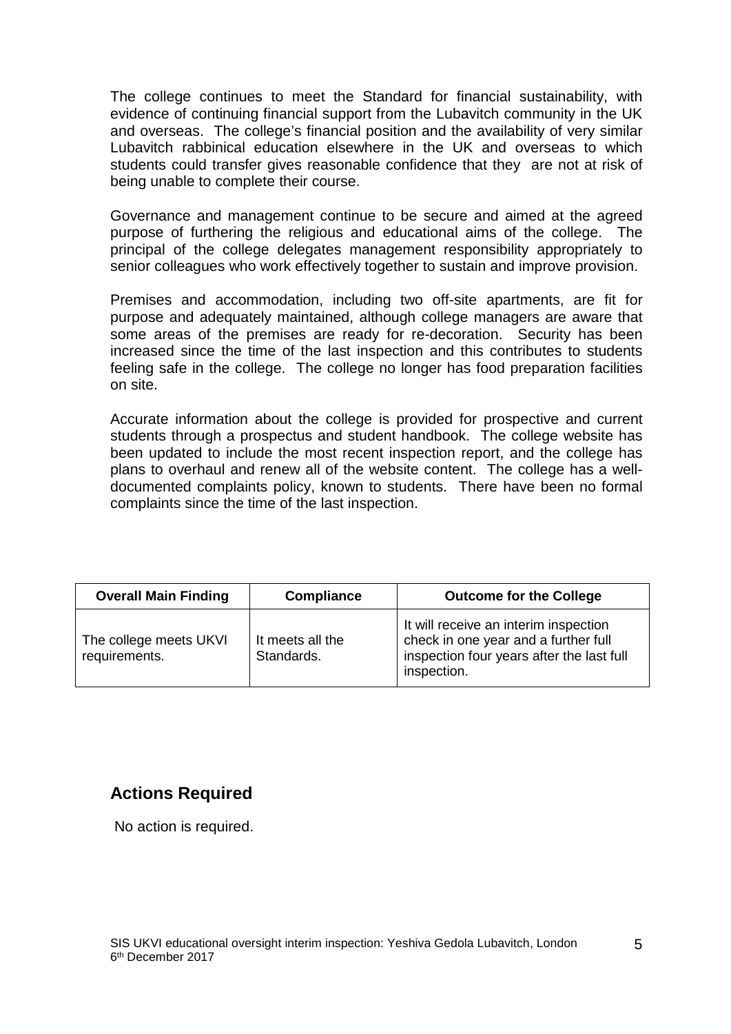The college continues to meet the Standard for financial sustainability, with evidence of continuing financial support from the Lubavitch community in the UK and overseas. The college's financial position and the availability of very similar Lubavitch rabbinical education elsewhere in the UK and overseas to which students could transfer gives reasonable confidence that they are not at risk of being unable to complete their course.

Governance and management continue to be secure and aimed at the agreed purpose of furthering the religious and educational aims of the college. The principal of the college delegates management responsibility appropriately to senior colleagues who work effectively together to sustain and improve provision.

Premises and accommodation, including two off-site apartments, are fit for purpose and adequately maintained, although college managers are aware that some areas of the premises are ready for re-decoration. Security has been increased since the time of the last inspection and this contributes to students feeling safe in the college. The college no longer has food preparation facilities on site.

Accurate information about the college is provided for prospective and current students through a prospectus and student handbook. The college website has been updated to include the most recent inspection report, and the college has plans to overhaul and renew all of the website content. The college has a well-documented complaints policy, known to students. There have been no formal complaints since the time of the last inspection.

| Overall Main Finding | Compliance | Outcome for the College |
| --- | --- | --- |
| The college meets UKVI requirements. | It meets all the Standards. | It will receive an interim inspection check in one year and a further full inspection four years after the last full inspection. |

## Actions Required

No action is required.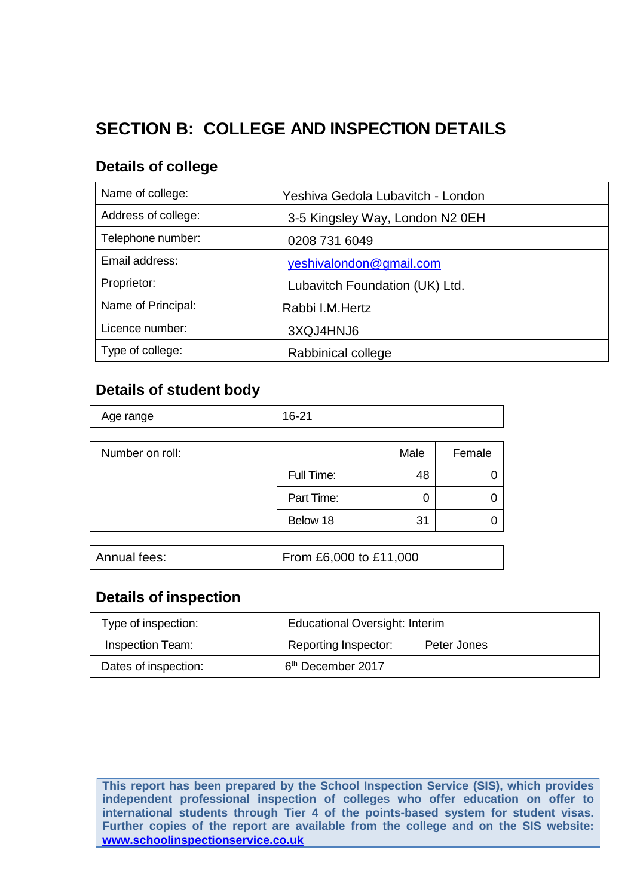# SECTION B: COLLEGE AND INSPECTION DETAILS

## Details of college

| | |
|---|---|
| Name of college: | Yeshiva Gedola Lubavitch - London |
| Address of college: | 3-5 Kingsley Way, London N2 0EH |
| Telephone number: | 0208 731 6049 |
| Email address: | yeshivalondon@gmail.com |
| Proprietor: | Lubavitch Foundation (UK) Ltd. |
| Name of Principal: | Rabbi I.M.Hertz |
| Licence number: | 3XQJ4HNJ6 |
| Type of college: | Rabbinical college |

## Details of student body

| | |
|---|---|
| Age range | 16-21 |

| | | | |
|---|---|---|---|
| Number on roll: | | Male | Female |
| | Full Time: | 48 | 0 |
| | Part Time: | 0 | 0 |
| | Below 18 | 31 | 0 |

| | |
|---|---|
| Annual fees: | From £6,000 to £11,000 |

## Details of inspection

| | | |
|---|---|---|
| Type of inspection: | Educational Oversight: Interim | |
| Inspection Team: | Reporting Inspector: | Peter Jones |
| Dates of inspection: | 6th December 2017 | |

**This report has been prepared by the School Inspection Service (SIS), which provides independent professional inspection of colleges who offer education on offer to international students through Tier 4 of the points-based system for student visas. Further copies of the report are available from the college and on the SIS website: www.schoolinspectionservice.co.uk**